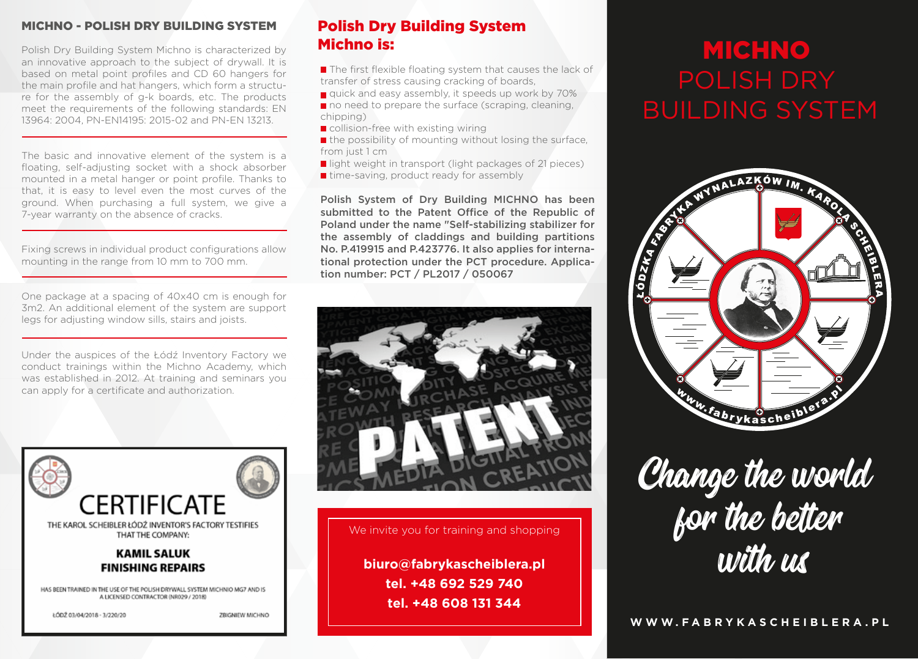## MICHNO - POLISH DRY BUILDING SYSTEM

Polish Dry Building System Michno is characterized by an innovative approach to the subject of drywall. It is based on metal point profiles and CD 60 hangers for the main profile and hat hangers, which form a structure for the assembly of g-k boards, etc. The products meet the requirements of the following standards: EN 13964: 2004, PN-EN14195: 2015-02 and PN-EN 13213.

The basic and innovative element of the system is a floating, self-adjusting socket with a shock absorber mounted in a metal hanger or point profile. Thanks to that, it is easy to level even the most curves of the ground. When purchasing a full system, we give a 7-year warranty on the absence of cracks.

Fixing screws in individual product configurations allow mounting in the range from 10 mm to 700 mm.

One package at a spacing of 40x40 cm is enough for 3m2. An additional element of the system are support legs for adjusting window sills, stairs and joists.

Under the auspices of the Łódź Inventory Factory we conduct trainings within the Michno Academy, which was established in 2012. At training and seminars you can apply for a certificate and authorization.

**CERTIFICATE**

THE KAROL SCHEIBLER ŁÓDŹ INVENTOR'S FACTORY TESTIFIES THAT THE COMPANY:

**KAMIL SALUK FINISHING REPAIRS**

HAS BEEN TRAINED IN THE USE OF THE POLISH DRYWALL SYSTEM MICHNIO MG7 AND IS A LICENSED CONTRACTOR (NR029 / 2018)

ŁÓDŹ 03/04/2018 - 3/220/20 ZBIGNIEW MICHNO

## Polish Dry Building System Michno is:

- The first flexible floating system that causes the lack of transfer of stress causing cracking of boards,
- quick and easy assembly, it speeds up work by 70%
- no need to prepare the surface (scraping, cleaning, chipping)
- collision-free with existing wiring
- the possibility of mounting without losing the surface, from just 1 cm
- light weight in transport (light packages of 21 pieces)
- time-saving, product ready for assembly

**Polish System of Dry Building MICHNO has been submitted to the Patent Office of the Republic of Poland under the name "Self-stabilizing stabilizer for the assembly of claddings and building partitions No. P.419915 and P.423776. It also applies for international protection under the PCT procedure. Application number: PCT / PL2017 / 050067**

We invite you for training and shopping

**biuro@fabrykascheiblera.pl**
**tel. +48 692 529 740**
**tel. +48 608 131 344**

# MICHNO POLISH DRY BUILDING SYSTEM

ŁÓDZKA FABRYKA WYNALAZKÓW IM. KAROLA SCHEIBLERA
www.fabrykascheiblera.pl

*Change the world for the better with us*

**WWW.FABRYKASCHEIBLERA.PL**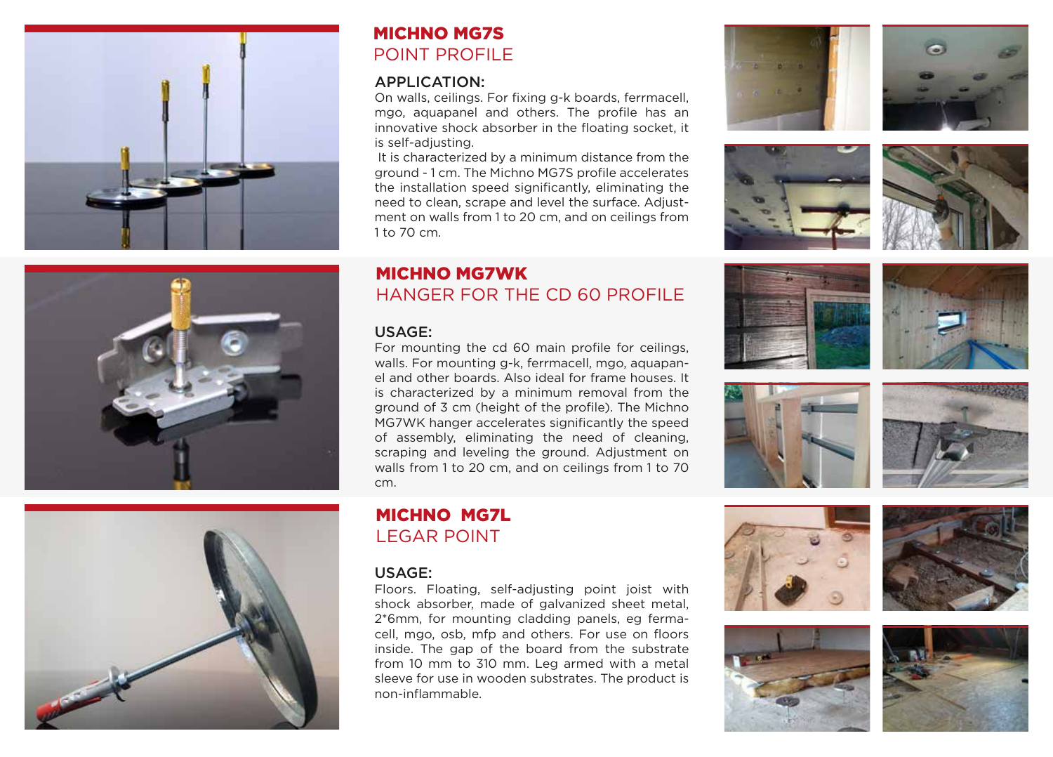## MICHNO MG7S
### POINT PROFILE

#### APPLICATION:

On walls, ceilings. For fixing g-k boards, ferrmacell, mgo, aquapanel and others. The profile has an innovative shock absorber in the floating socket, it is self-adjusting.

It is characterized by a minimum distance from the ground - 1 cm. The Michno MG7S profile accelerates the installation speed significantly, eliminating the need to clean, scrape and level the surface. Adjustment on walls from 1 to 20 cm, and on ceilings from 1 to 70 cm.

## MICHNO MG7WK
### HANGER FOR THE CD 60 PROFILE

#### USAGE:

For mounting the cd 60 main profile for ceilings, walls. For mounting g-k, ferrmacell, mgo, aquapanel and other boards. Also ideal for frame houses. It is characterized by a minimum removal from the ground of 3 cm (height of the profile). The Michno MG7WK hanger accelerates significantly the speed of assembly, eliminating the need of cleaning, scraping and leveling the ground. Adjustment on walls from 1 to 20 cm, and on ceilings from 1 to 70 cm.

## MICHNO MG7L
### LEGAR POINT

#### USAGE:

Floors. Floating, self-adjusting point joist with shock absorber, made of galvanized sheet metal, 2*6mm, for mounting cladding panels, eg fermacell, mgo, osb, mfp and others. For use on floors inside. The gap of the board from the substrate from 10 mm to 310 mm. Leg armed with a metal sleeve for use in wooden substrates. The product is non-inflammable.